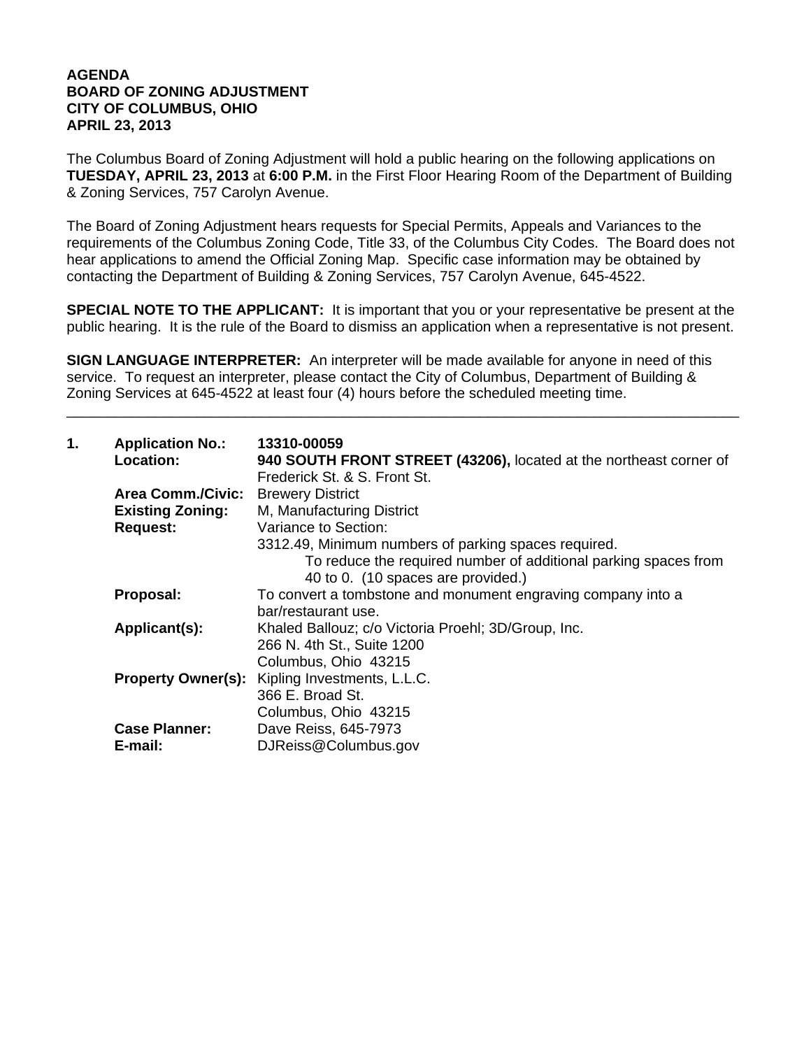**AGENDA**
**BOARD OF ZONING ADJUSTMENT**
**CITY OF COLUMBUS, OHIO**
**APRIL 23, 2013**

The Columbus Board of Zoning Adjustment will hold a public hearing on the following applications on **TUESDAY, APRIL 23, 2013** at **6:00 P.M.** in the First Floor Hearing Room of the Department of Building & Zoning Services, 757 Carolyn Avenue.

The Board of Zoning Adjustment hears requests for Special Permits, Appeals and Variances to the requirements of the Columbus Zoning Code, Title 33, of the Columbus City Codes. The Board does not hear applications to amend the Official Zoning Map. Specific case information may be obtained by contacting the Department of Building & Zoning Services, 757 Carolyn Avenue, 645-4522.

**SPECIAL NOTE TO THE APPLICANT:** It is important that you or your representative be present at the public hearing. It is the rule of the Board to dismiss an application when a representative is not present.

**SIGN LANGUAGE INTERPRETER:** An interpreter will be made available for anyone in need of this service. To request an interpreter, please contact the City of Columbus, Department of Building & Zoning Services at 645-4522 at least four (4) hours before the scheduled meeting time.

---

**1. Application No.:** **13310-00059**

**Location:** **940 SOUTH FRONT STREET (43206),** located at the northeast corner of Frederick St. & S. Front St.

**Area Comm./Civic:** Brewery District

**Existing Zoning:** M, Manufacturing District

**Request:** Variance to Section:
3312.49, Minimum numbers of parking spaces required.
To reduce the required number of additional parking spaces from 40 to 0. (10 spaces are provided.)

**Proposal:** To convert a tombstone and monument engraving company into a bar/restaurant use.

**Applicant(s):** Khaled Ballouz; c/o Victoria Proehl; 3D/Group, Inc.
266 N. 4th St., Suite 1200
Columbus, Ohio 43215

**Property Owner(s):** Kipling Investments, L.L.C.
366 E. Broad St.
Columbus, Ohio 43215

**Case Planner:** Dave Reiss, 645-7973

**E-mail:** DJReiss@Columbus.gov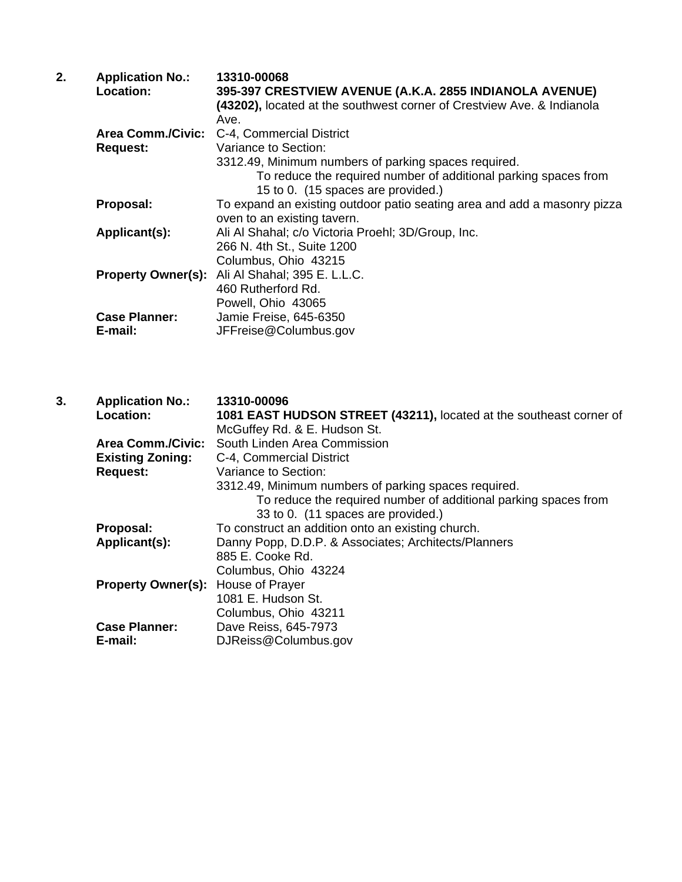**2.** **Application No.:** **13310-00068**

**Location:** **395-397 CRESTVIEW AVENUE (A.K.A. 2855 INDIANOLA AVENUE) (43202),** located at the southwest corner of Crestview Ave. & Indianola Ave.

**Area Comm./Civic:** C-4, Commercial District

**Request:** Variance to Section:
3312.49, Minimum numbers of parking spaces required.
To reduce the required number of additional parking spaces from 15 to 0. (15 spaces are provided.)

**Proposal:** To expand an existing outdoor patio seating area and add a masonry pizza oven to an existing tavern.

**Applicant(s):** Ali Al Shahal; c/o Victoria Proehl; 3D/Group, Inc.
266 N. 4th St., Suite 1200
Columbus, Ohio 43215

**Property Owner(s):** Ali Al Shahal; 395 E. L.L.C.
460 Rutherford Rd.
Powell, Ohio 43065

**Case Planner:** Jamie Freise, 645-6350

**E-mail:** JFFreise@Columbus.gov

**3.** **Application No.:** **13310-00096**

**Location:** **1081 EAST HUDSON STREET (43211),** located at the southeast corner of McGuffey Rd. & E. Hudson St.

**Area Comm./Civic:** South Linden Area Commission

**Existing Zoning:** C-4, Commercial District

**Request:** Variance to Section:
3312.49, Minimum numbers of parking spaces required.
To reduce the required number of additional parking spaces from 33 to 0. (11 spaces are provided.)

**Proposal:** To construct an addition onto an existing church.

**Applicant(s):** Danny Popp, D.D.P. & Associates; Architects/Planners
885 E. Cooke Rd.
Columbus, Ohio 43224

**Property Owner(s):** House of Prayer
1081 E. Hudson St.
Columbus, Ohio 43211

**Case Planner:** Dave Reiss, 645-7973

**E-mail:** DJReiss@Columbus.gov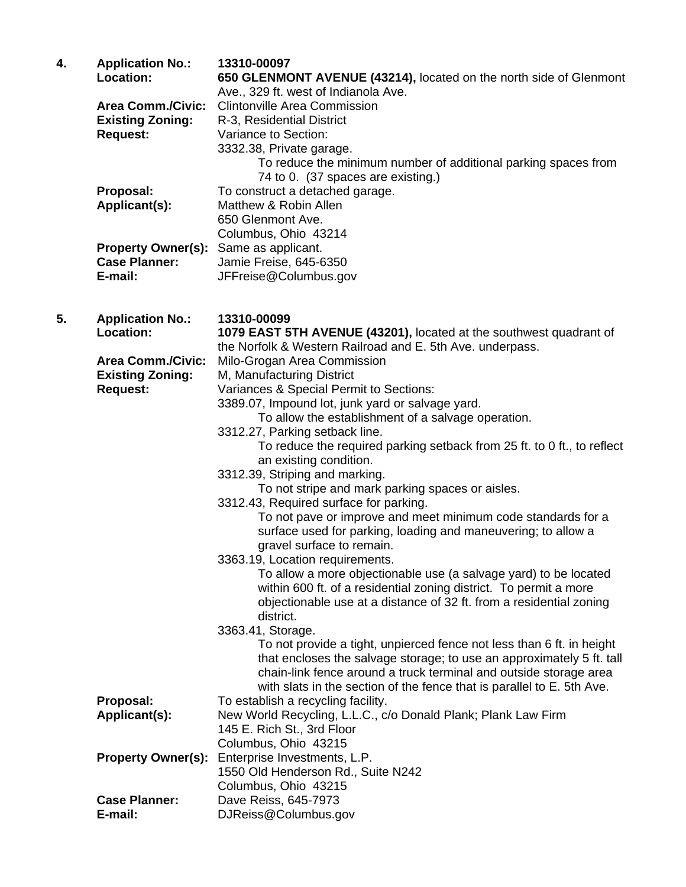4. **Application No.:** **13310-00097**

**Location:** **650 GLENMONT AVENUE (43214),** located on the north side of Glenmont Ave., 329 ft. west of Indianola Ave.

**Area Comm./Civic:** Clintonville Area Commission

**Existing Zoning:** R-3, Residential District

**Request:** Variance to Section:

3332.38, Private garage.

To reduce the minimum number of additional parking spaces from 74 to 0. (37 spaces are existing.)

**Proposal:** To construct a detached garage.

**Applicant(s):** Matthew & Robin Allen
650 Glenmont Ave.
Columbus, Ohio 43214

**Property Owner(s):** Same as applicant.

**Case Planner:** Jamie Freise, 645-6350

**E-mail:** JFFreise@Columbus.gov

5. **Application No.:** **13310-00099**

**Location:** **1079 EAST 5TH AVENUE (43201),** located at the southwest quadrant of the Norfolk & Western Railroad and E. 5th Ave. underpass.

**Area Comm./Civic:** Milo-Grogan Area Commission

**Existing Zoning:** M, Manufacturing District

**Request:** Variances & Special Permit to Sections:

3389.07, Impound lot, junk yard or salvage yard.

To allow the establishment of a salvage operation.

3312.27, Parking setback line.

To reduce the required parking setback from 25 ft. to 0 ft., to reflect an existing condition.

3312.39, Striping and marking.

To not stripe and mark parking spaces or aisles.

3312.43, Required surface for parking.

To not pave or improve and meet minimum code standards for a surface used for parking, loading and maneuvering; to allow a gravel surface to remain.

3363.19, Location requirements.

To allow a more objectionable use (a salvage yard) to be located within 600 ft. of a residential zoning district. To permit a more objectionable use at a distance of 32 ft. from a residential zoning district.

3363.41, Storage.

To not provide a tight, unpierced fence not less than 6 ft. in height that encloses the salvage storage; to use an approximately 5 ft. tall chain-link fence around a truck terminal and outside storage area with slats in the section of the fence that is parallel to E. 5th Ave.

**Proposal:** To establish a recycling facility.

**Applicant(s):** New World Recycling, L.L.C., c/o Donald Plank; Plank Law Firm
145 E. Rich St., 3rd Floor
Columbus, Ohio 43215

**Property Owner(s):** Enterprise Investments, L.P.
1550 Old Henderson Rd., Suite N242
Columbus, Ohio 43215

**Case Planner:** Dave Reiss, 645-7973

**E-mail:** DJReiss@Columbus.gov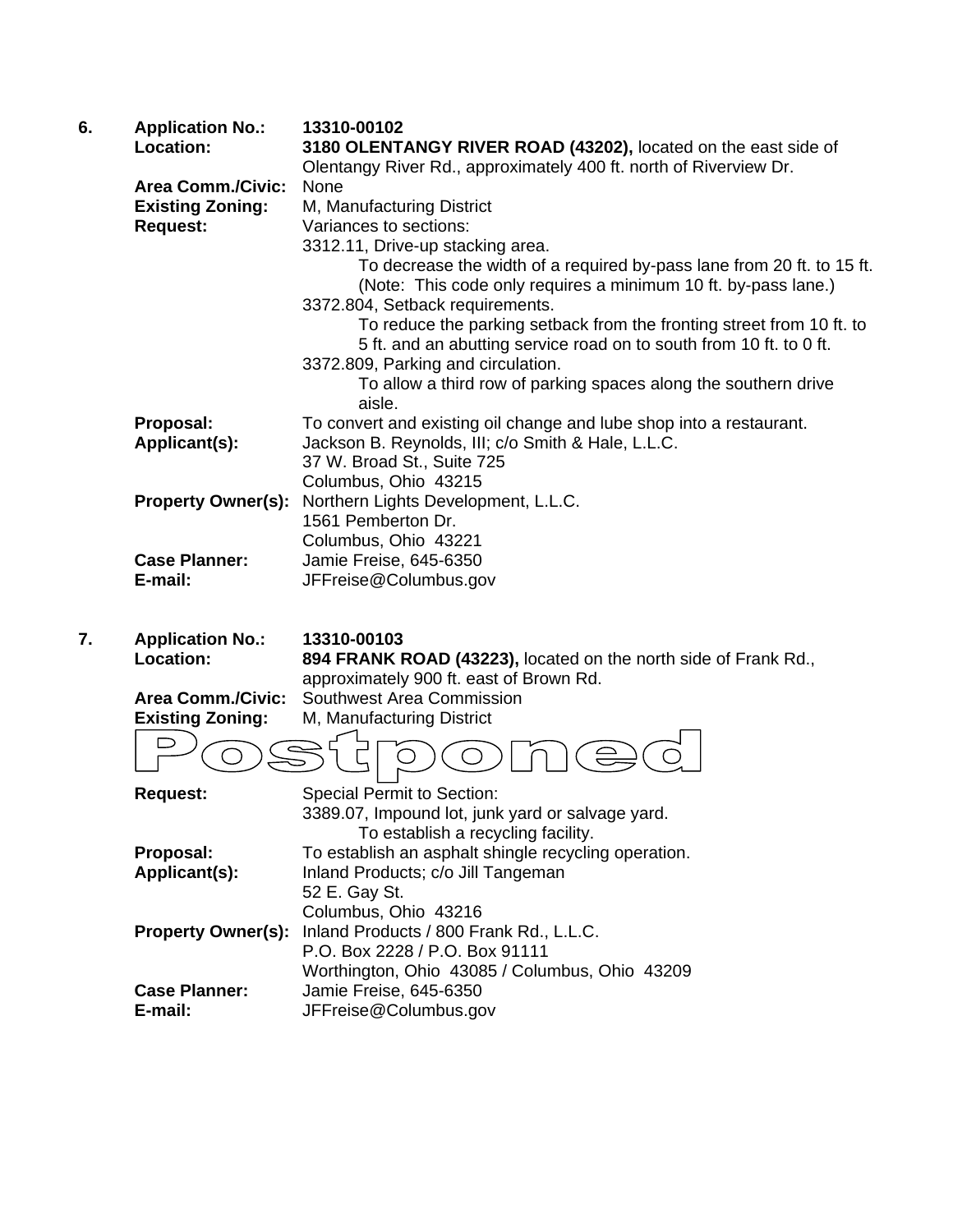**6.** **Application No.:** **13310-00102**

**Location:** **3180 OLENTANGY RIVER ROAD (43202),** located on the east side of Olentangy River Rd., approximately 400 ft. north of Riverview Dr.

**Area Comm./Civic:** None

**Existing Zoning:** M, Manufacturing District

**Request:** Variances to sections:

3312.11, Drive-up stacking area.
To decrease the width of a required by-pass lane from 20 ft. to 15 ft. (Note: This code only requires a minimum 10 ft. by-pass lane.)

3372.804, Setback requirements.
To reduce the parking setback from the fronting street from 10 ft. to 5 ft. and an abutting service road on to south from 10 ft. to 0 ft.

3372.809, Parking and circulation.
To allow a third row of parking spaces along the southern drive aisle.

**Proposal:** To convert and existing oil change and lube shop into a restaurant.

**Applicant(s):** Jackson B. Reynolds, III; c/o Smith & Hale, L.L.C.
37 W. Broad St., Suite 725
Columbus, Ohio 43215

**Property Owner(s):** Northern Lights Development, L.L.C.
1561 Pemberton Dr.
Columbus, Ohio 43221

**Case Planner:** Jamie Freise, 645-6350

**E-mail:** JFFreise@Columbus.gov

**7.** **Application No.:** **13310-00103**

**Location:** **894 FRANK ROAD (43223),** located on the north side of Frank Rd., approximately 900 ft. east of Brown Rd.

**Area Comm./Civic:** Southwest Area Commission

**Existing Zoning:** M, Manufacturing District

**Postponed**

**Request:** Special Permit to Section:

3389.07, Impound lot, junk yard or salvage yard.
To establish a recycling facility.

**Proposal:** To establish an asphalt shingle recycling operation.

**Applicant(s):** Inland Products; c/o Jill Tangeman
52 E. Gay St.
Columbus, Ohio 43216

**Property Owner(s):** Inland Products / 800 Frank Rd., L.L.C.
P.O. Box 2228 / P.O. Box 91111
Worthington, Ohio 43085 / Columbus, Ohio 43209

**Case Planner:** Jamie Freise, 645-6350

**E-mail:** JFFreise@Columbus.gov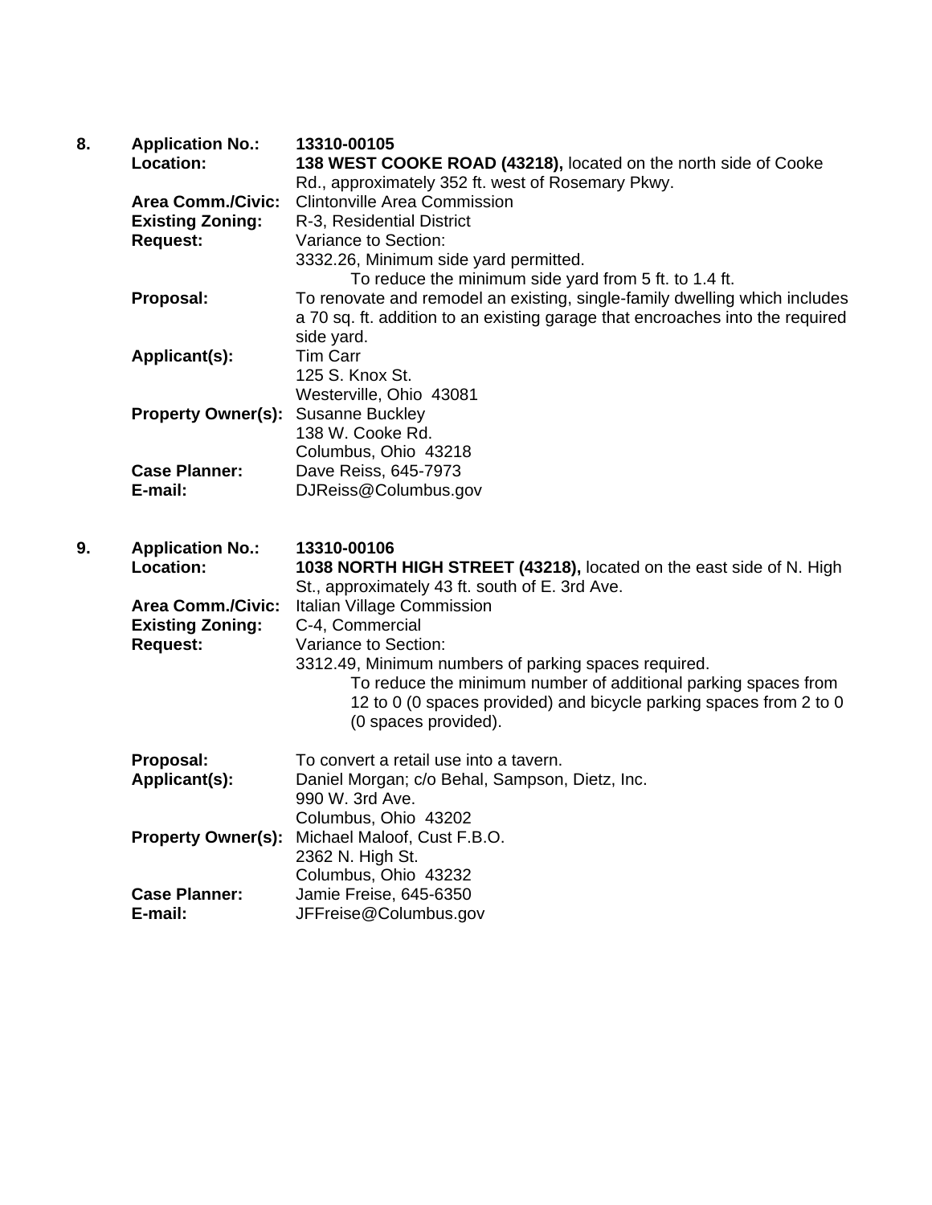8. **Application No.:** **13310-00105**

**Location:** **138 WEST COOKE ROAD (43218),** located on the north side of Cooke Rd., approximately 352 ft. west of Rosemary Pkwy.

**Area Comm./Civic:** Clintonville Area Commission

**Existing Zoning:** R-3, Residential District

**Request:** Variance to Section:
3332.26, Minimum side yard permitted.
To reduce the minimum side yard from 5 ft. to 1.4 ft.

**Proposal:** To renovate and remodel an existing, single-family dwelling which includes a 70 sq. ft. addition to an existing garage that encroaches into the required side yard.

**Applicant(s):** Tim Carr
125 S. Knox St.
Westerville, Ohio 43081

**Property Owner(s):** Susanne Buckley
138 W. Cooke Rd.
Columbus, Ohio 43218

**Case Planner:** Dave Reiss, 645-7973

**E-mail:** DJReiss@Columbus.gov

9. **Application No.:** **13310-00106**

**Location:** **1038 NORTH HIGH STREET (43218),** located on the east side of N. High St., approximately 43 ft. south of E. 3rd Ave.

**Area Comm./Civic:** Italian Village Commission

**Existing Zoning:** C-4, Commercial

**Request:** Variance to Section:
3312.49, Minimum numbers of parking spaces required.
To reduce the minimum number of additional parking spaces from 12 to 0 (0 spaces provided) and bicycle parking spaces from 2 to 0 (0 spaces provided).

**Proposal:** To convert a retail use into a tavern.

**Applicant(s):** Daniel Morgan; c/o Behal, Sampson, Dietz, Inc.
990 W. 3rd Ave.
Columbus, Ohio 43202

**Property Owner(s):** Michael Maloof, Cust F.B.O.
2362 N. High St.
Columbus, Ohio 43232

**Case Planner:** Jamie Freise, 645-6350

**E-mail:** JFFreise@Columbus.gov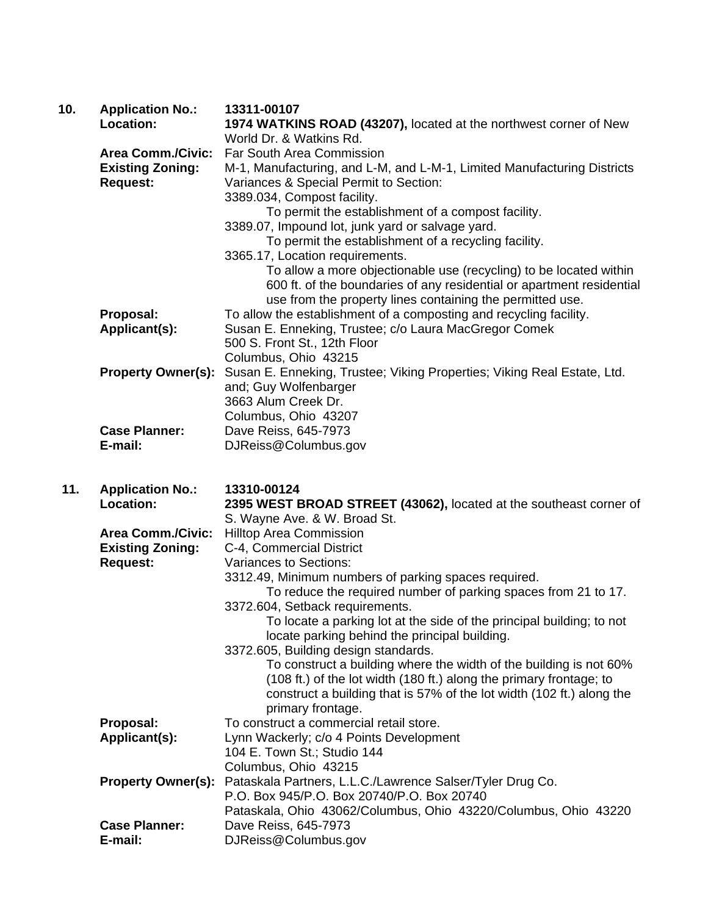**10.** **Application No.:** 13311-00107

**Location:** **1974 WATKINS ROAD (43207),** located at the northwest corner of New World Dr. & Watkins Rd.

**Area Comm./Civic:** Far South Area Commission

**Existing Zoning:** M-1, Manufacturing, and L-M, and L-M-1, Limited Manufacturing Districts

**Request:** Variances & Special Permit to Section:

3389.034, Compost facility.
To permit the establishment of a compost facility.

3389.07, Impound lot, junk yard or salvage yard.
To permit the establishment of a recycling facility.

3365.17, Location requirements.
To allow a more objectionable use (recycling) to be located within 600 ft. of the boundaries of any residential or apartment residential use from the property lines containing the permitted use.

**Proposal:** To allow the establishment of a composting and recycling facility.

**Applicant(s):** Susan E. Enneking, Trustee; c/o Laura MacGregor Comek
500 S. Front St., 12th Floor
Columbus, Ohio 43215

**Property Owner(s):** Susan E. Enneking, Trustee; Viking Properties; Viking Real Estate, Ltd. and; Guy Wolfenbarger
3663 Alum Creek Dr.
Columbus, Ohio 43207

**Case Planner:** Dave Reiss, 645-7973

**E-mail:** DJReiss@Columbus.gov

**11.** **Application No.:** 13310-00124

**Location:** **2395 WEST BROAD STREET (43062),** located at the southeast corner of S. Wayne Ave. & W. Broad St.

**Area Comm./Civic:** Hilltop Area Commission

**Existing Zoning:** C-4, Commercial District

**Request:** Variances to Sections:

3312.49, Minimum numbers of parking spaces required.
To reduce the required number of parking spaces from 21 to 17.

3372.604, Setback requirements.
To locate a parking lot at the side of the principal building; to not locate parking behind the principal building.

3372.605, Building design standards.
To construct a building where the width of the building is not 60% (108 ft.) of the lot width (180 ft.) along the primary frontage; to construct a building that is 57% of the lot width (102 ft.) along the primary frontage.

**Proposal:** To construct a commercial retail store.

**Applicant(s):** Lynn Wackerly; c/o 4 Points Development
104 E. Town St.; Studio 144
Columbus, Ohio 43215

**Property Owner(s):** Pataskala Partners, L.L.C./Lawrence Salser/Tyler Drug Co.
P.O. Box 945/P.O. Box 20740/P.O. Box 20740
Pataskala, Ohio 43062/Columbus, Ohio 43220/Columbus, Ohio 43220

**Case Planner:** Dave Reiss, 645-7973

**E-mail:** DJReiss@Columbus.gov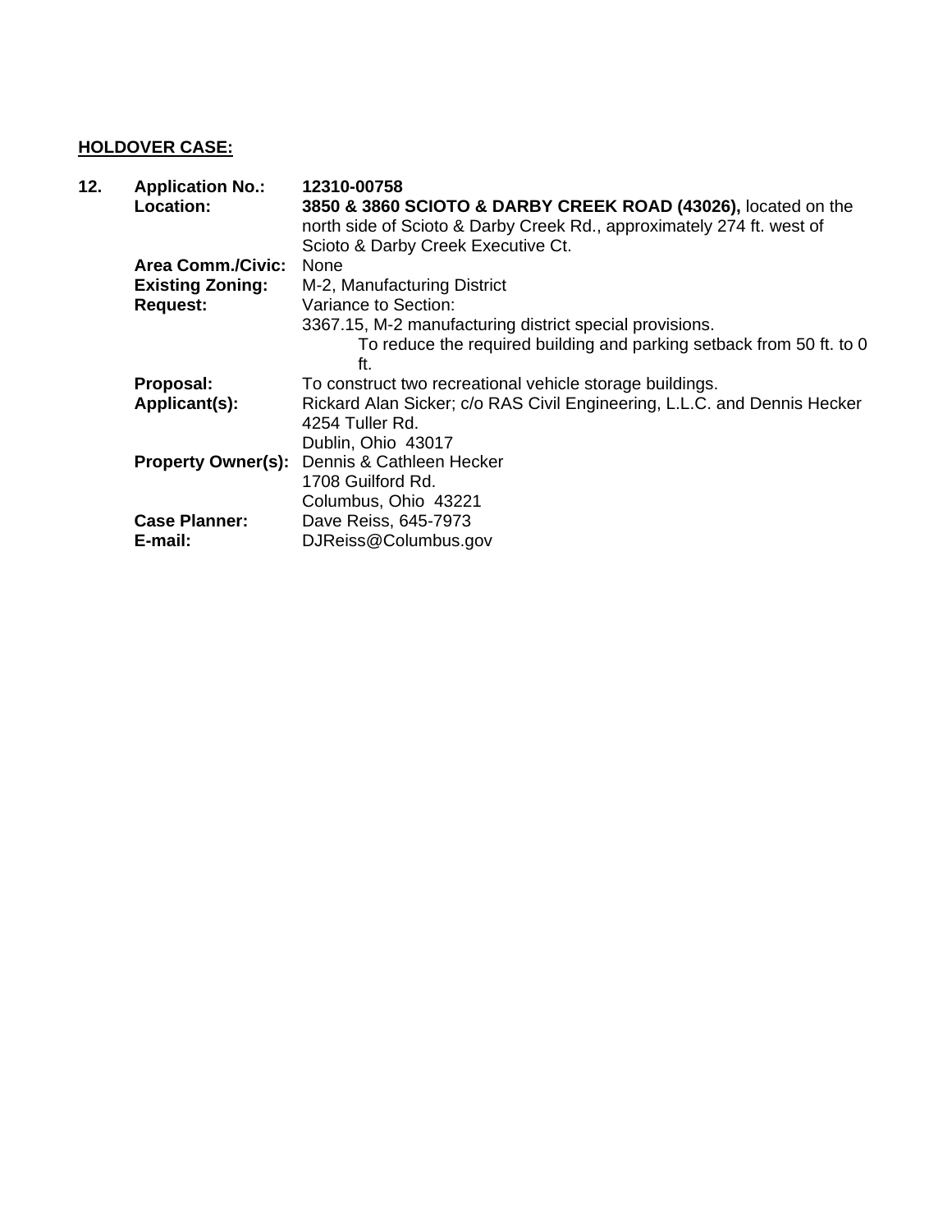**HOLDOVER CASE:**

**12.** **Application No.:** **12310-00758**

**Location:** **3850 & 3860 SCIOTO & DARBY CREEK ROAD (43026),** located on the north side of Scioto & Darby Creek Rd., approximately 274 ft. west of Scioto & Darby Creek Executive Ct.

**Area Comm./Civic:** None

**Existing Zoning:** M-2, Manufacturing District

**Request:** Variance to Section:

3367.15, M-2 manufacturing district special provisions.

To reduce the required building and parking setback from 50 ft. to 0 ft.

**Proposal:** To construct two recreational vehicle storage buildings.

**Applicant(s):** Rickard Alan Sicker; c/o RAS Civil Engineering, L.L.C. and Dennis Hecker
4254 Tuller Rd.
Dublin, Ohio 43017

**Property Owner(s):** Dennis & Cathleen Hecker
1708 Guilford Rd.
Columbus, Ohio 43221

**Case Planner:** Dave Reiss, 645-7973

**E-mail:** DJReiss@Columbus.gov